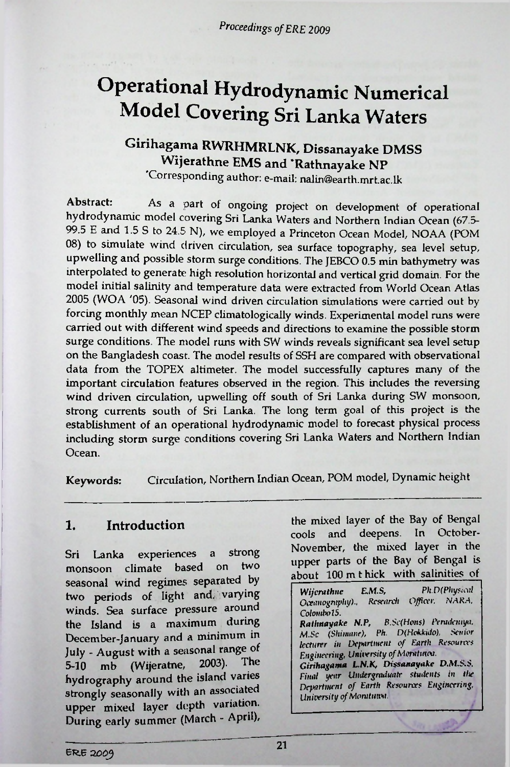# Operational Hydrodynamic Numerical Model Covering Sri Lanka Waters

**Girihagama RWRHMRLNK, Dissanayake DMSS Wijerathne EMS and \*Rathnayake NP**

\*Corresponding author: e-mail: nalin@earth.mrt.ac.lk

**Abstract:** As a part of ongoing project on development of operational hydrodynamic model covering Sri Lanka Waters and Northern Indian Ocean (67.5-99.5 E and 1.5 S to 24.5 N), we employed a Princeton Ocean Model, NOAA (POM 08) to simulate wind driven circulation, sea surface topography, sea level setup, upwelling and possible storm surge conditions. The JEBCO 0.5 min bathymetry was interpolated to generate high resolution horizontal and vertical grid domain. For the model initial salinity and temperature data were extracted from World Ocean Atlas 2005 (WOA '05). Seasonal wind driven circulation simulations were carried out by forcing monthly mean NCEP climatologically winds. Experimental model runs were carried out with different wind speeds and directions to examine the possible storm surge conditions. The model runs with SW winds reveals significant sea level setup on the Bangladesh coast. The model results of SSH are compared with observational data from the TOPEX altimeter. The model successfully captures many of the important circulation features observed in the region. This includes the reversing wind driven circulation, upwelling off south of Sri Lanka during SW monsoon, strong currents south of Sri Lanka. The long term goal of this project is the establishment of an operational hydrodynamic model to forecast physical process including storm surge conditions covering Sri Lanka Waters and Northern Indian Ocean.

**Keywords:** Circulation, Northern Indian Ocean, POM model, Dynamic height

## 1. Introduction

Sri Lanka experiences a strong monsoon climate based on two seasonal wind regimes separated by two periods of light and varying winds. Sea surface pressure around the Island is a maximum during December-January and a minimum in July - August with a seasonal range of 5-10 mb (Wijeratne, 2003). The hydrography around the island varies strongly seasonally with an associated upper mixed layer depth variation. During early summer (March - April), the mixed layer of the Bay of Bengal cools and deepens. In October-November, the mixed layer in the upper parts of the Bay of Bengal is about 100 m thick with salinities of

*Wijerathne E.M.S, Ph.D(Physical Oceanography)., Research Officer, NARA, Colombo15.*
*Rathnayake N.P, B.Sc(Hons) Peradeniya, M.Sc (Shimane), Ph. D(Hokkido), Senior lecturer in Department of Earth Resources Engineering, University of Moratuwa.*
*Girihagama L.N.K, Dissanayake D.M.S.S. Final year Undergraduate students in the Department of Earth Resources Engineering, University of Moratuwa.*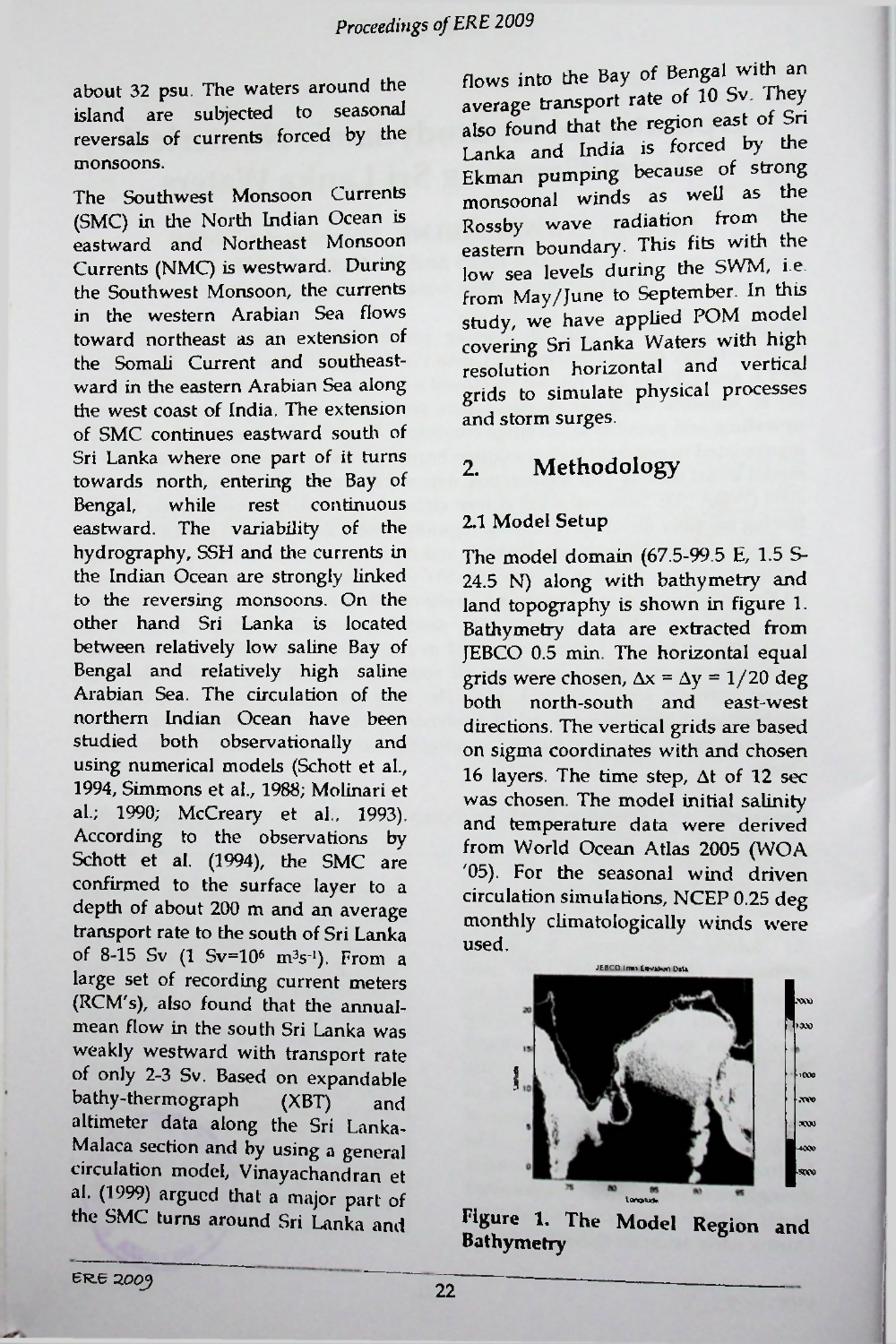about 32 psu. The waters around the island are subjected to seasonal reversals of currents forced by the monsoons.

The Southwest Monsoon Currents (SMC) in the North Indian Ocean is eastward and Northeast Monsoon Currents (NMC) is westward. During the Southwest Monsoon, the currents in the western Arabian Sea flows toward northeast as an extension of the Somali Current and southeastward in the eastern Arabian Sea along the west coast of India. The extension of SMC continues eastward south of Sri Lanka where one part of it turns towards north, entering the Bay of Bengal, while rest continuous eastward. The variability of the hydrography, SSH and the currents in the Indian Ocean are strongly linked to the reversing monsoons. On the other hand Sri Lanka is located between relatively low saline Bay of Bengal and relatively high saline Arabian Sea. The circulation of the northern Indian Ocean have been studied both observationally and using numerical models (Schott et al., 1994, Simmons et al., 1988; Molinari et al.; 1990; McCreary et al., 1993). According to the observations by Schott et al. (1994), the SMC are confirmed to the surface layer to a depth of about 200 m and an average transport rate to the south of Sri Lanka of 8-15 Sv (1 Sv=$10^6$ $m^3s^{-1}$). From a large set of recording current meters (RCM's), also found that the annual-mean flow in the south Sri Lanka was weakly westward with transport rate of only 2-3 Sv. Based on expandable bathy-thermograph (XBT) and altimeter data along the Sri Lanka-Malaca section and by using a general circulation model, Vinayachandran et al. (1999) argued that a major part of the SMC turns around Sri Lanka and flows into the Bay of Bengal with an average transport rate of 10 Sv. They also found that the region east of Sri Lanka and India is forced by the Ekman pumping because of strong monsoonal winds as well as the Rossby wave radiation from the eastern boundary. This fits with the low sea levels during the SWM, i.e. from May/June to September. In this study, we have applied POM model covering Sri Lanka Waters with high resolution horizontal and vertical grids to simulate physical processes and storm surges.

## 2. Methodology

### 2.1 Model Setup

The model domain (67.5-99.5 E, 1.5 S-24.5 N) along with bathymetry and land topography is shown in figure 1. Bathymetry data are extracted from JEBCO 0.5 min. The horizontal equal grids were chosen, $\Delta x = \Delta y = 1/20$ deg both north-south and east-west directions. The vertical grids are based on sigma coordinates with and chosen 16 layers. The time step, $\Delta t$ of 12 sec was chosen. The model initial salinity and temperature data were derived from World Ocean Atlas 2005 (WOA '05). For the seasonal wind driven circulation simulations, NCEP 0.25 deg monthly climatologically winds were used.

**Figure 1. The Model Region and Bathymetry**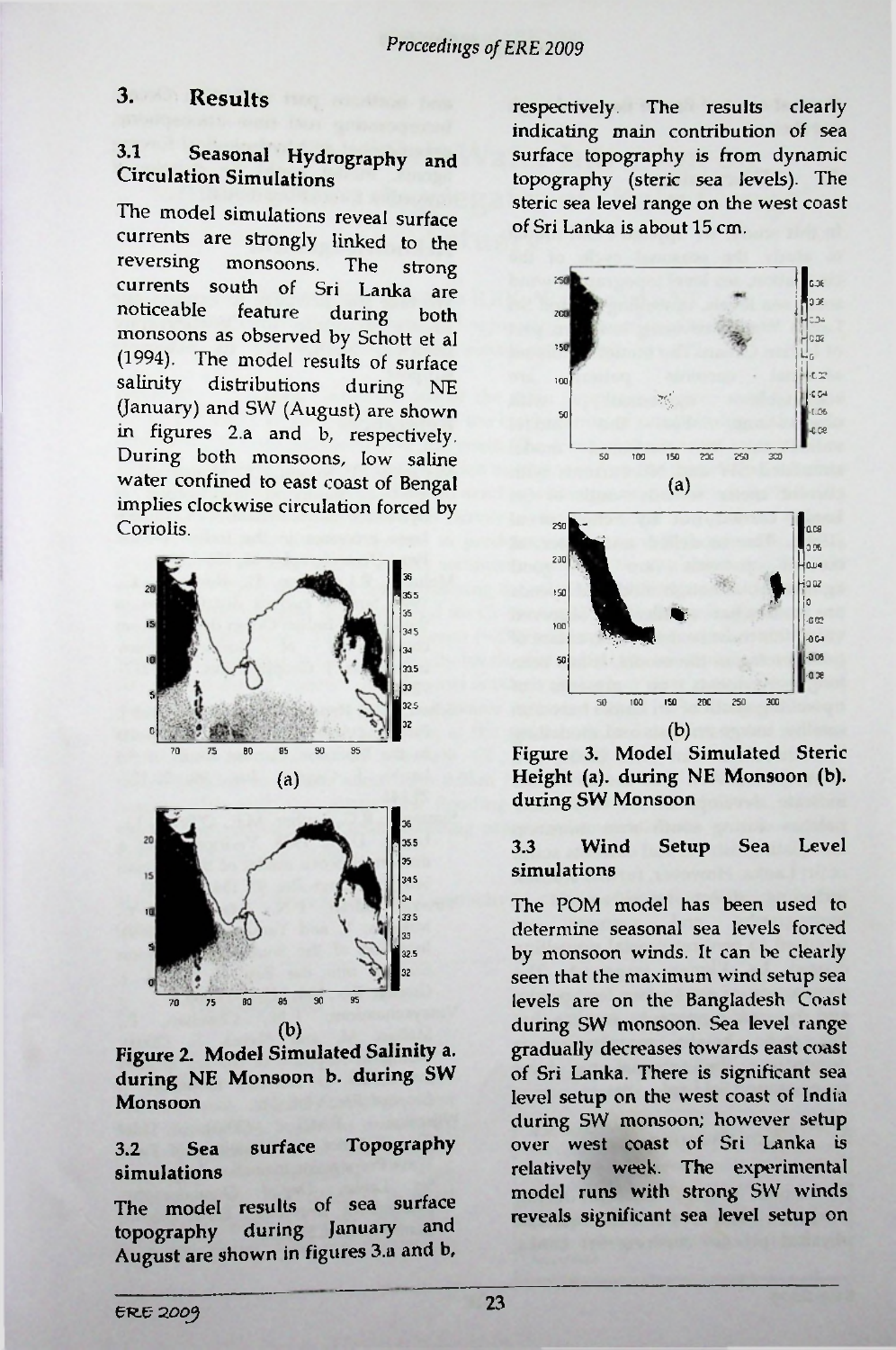## 3. Results

### 3.1 Seasonal Hydrography and Circulation Simulations

The model simulations reveal surface currents are strongly linked to the reversing monsoons. The strong currents south of Sri Lanka are noticeable feature during both monsoons as observed by Schott et al (1994). The model results of surface salinity distributions during NE (January) and SW (August) are shown in figures 2.a and b, respectively. During both monsoons, low saline water confined to east coast of Bengal implies clockwise circulation forced by Coriolis.

(a)

(b)

**Figure 2. Model Simulated Salinity a. during NE Monsoon b. during SW Monsoon**

### 3.2 Sea surface Topography simulations

The model results of sea surface topography during January and August are shown in figures 3.a and b, respectively. The results clearly indicating main contribution of sea surface topography is from dynamic topography (steric sea levels). The steric sea level range on the west coast of Sri Lanka is about 15 cm.

(a)

(b)

**Figure 3. Model Simulated Steric Height (a). during NE Monsoon (b). during SW Monsoon**

### 3.3 Wind Setup Sea Level simulations

The POM model has been used to determine seasonal sea levels forced by monsoon winds. It can be clearly seen that the maximum wind setup sea levels are on the Bangladesh Coast during SW monsoon. Sea level range gradually decreases towards east coast of Sri Lanka. There is significant sea level setup on the west coast of India during SW monsoon; however setup over west coast of Sri Lanka is relatively week. The experimental model runs with strong SW winds reveals significant sea level setup on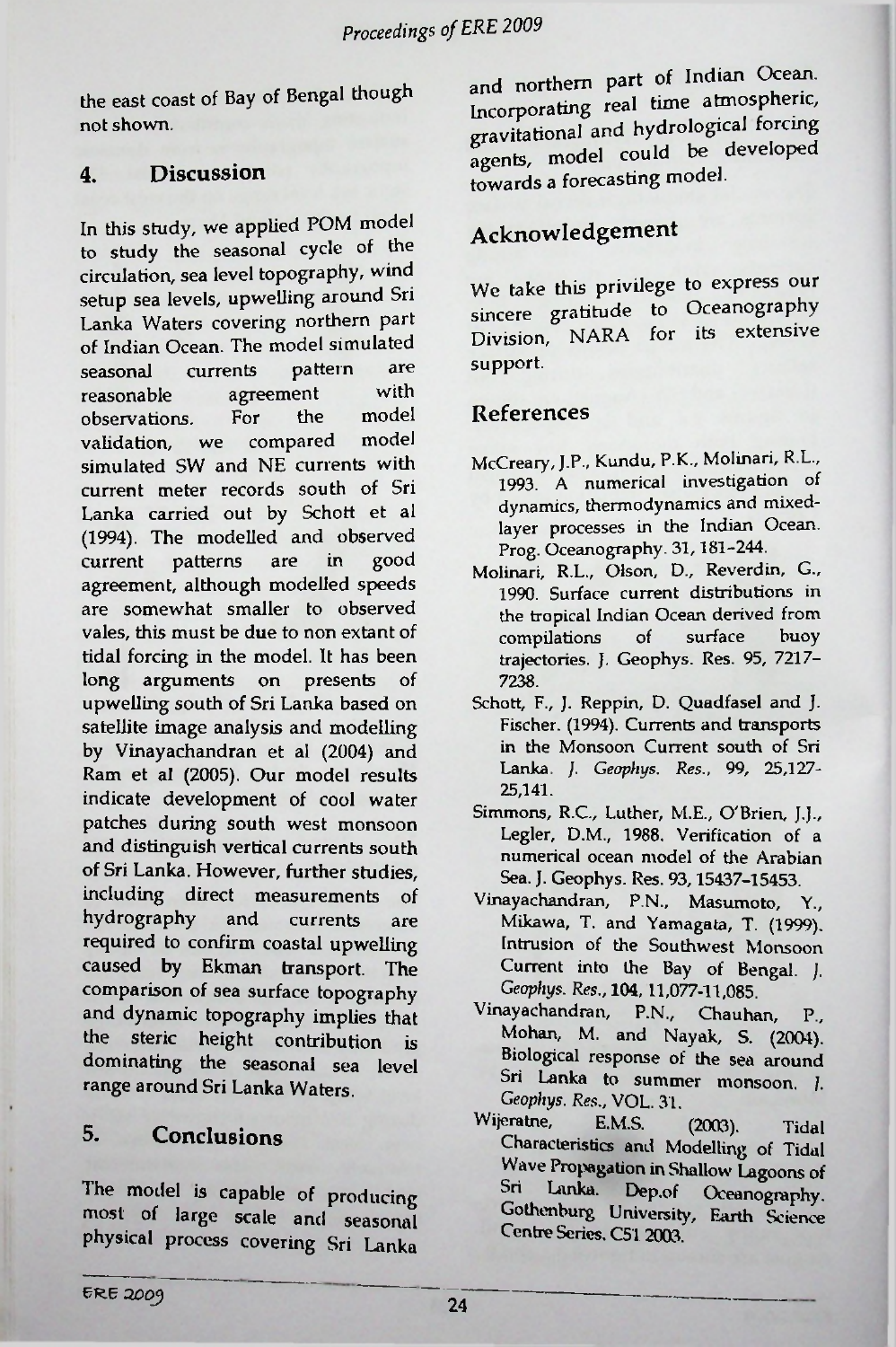the east coast of Bay of Bengal though not shown.

## 4. Discussion

In this study, we applied POM model to study the seasonal cycle of the circulation, sea level topography, wind setup sea levels, upwelling around Sri Lanka Waters covering northern part of Indian Ocean. The model simulated seasonal currents pattern are reasonable agreement with observations. For the model validation, we compared model simulated SW and NE currents with current meter records south of Sri Lanka carried out by Schott et al (1994). The modelled and observed current patterns are in good agreement, although modelled speeds are somewhat smaller to observed vales, this must be due to non extant of tidal forcing in the model. It has been long arguments on presents of upwelling south of Sri Lanka based on satellite image analysis and modelling by Vinayachandran et al (2004) and Ram et al (2005). Our model results indicate development of cool water patches during south west monsoon and distinguish vertical currents south of Sri Lanka. However, further studies, including direct measurements of hydrography and currents are required to confirm coastal upwelling caused by Ekman transport. The comparison of sea surface topography and dynamic topography implies that the steric height contribution is dominating the seasonal sea level range around Sri Lanka Waters.

## 5. Conclusions

The model is capable of producing most of large scale and seasonal physical process covering Sri Lanka and northern part of Indian Ocean. Incorporating real time atmospheric, gravitational and hydrological forcing agents, model could be developed towards a forecasting model.

## Acknowledgement

We take this privilege to express our sincere gratitude to Oceanography Division, NARA for its extensive support.

## References

McCreary, J.P., Kundu, P.K., Molinari, R.L., 1993. A numerical investigation of dynamics, thermodynamics and mixed-layer processes in the Indian Ocean. Prog. Oceanography. 31, 181-244.

Molinari, R.L., Olson, D., Reverdin, G., 1990. Surface current distributions in the tropical Indian Ocean derived from compilations of surface buoy trajectories. J. Geophys. Res. 95, 7217-7238.

Schott, F., J. Reppin, D. Quadfasel and J. Fischer. (1994). Currents and transports in the Monsoon Current south of Sri Lanka. *J. Geophys. Res.*, 99, 25,127-25,141.

Simmons, R.C., Luther, M.E., O'Brien, J.J., Legler, D.M., 1988. Verification of a numerical ocean model of the Arabian Sea. J. Geophys. Res. 93, 15437-15453.

Vinayachandran, P.N., Masumoto, Y., Mikawa, T. and Yamagata, T. (1999). Intrusion of the Southwest Monsoon Current into the Bay of Bengal. *J. Geophys. Res.*, **104**, 11,077-11,085.

Vinayachandran, P.N., Chauhan, P., Mohan, M. and Nayak, S. (2004). Biological response of the sea around Sri Lanka to summer monsoon. *J. Geophys. Res.*, VOL. 31.

Wijeratne, E.M.S. (2003). Tidal Characteristics and Modelling of Tidal Wave Propagation in Shallow Lagoons of Sri Lanka. Dep.of Oceanography. Gothenburg University, Earth Science Centre Series. C51 2003.